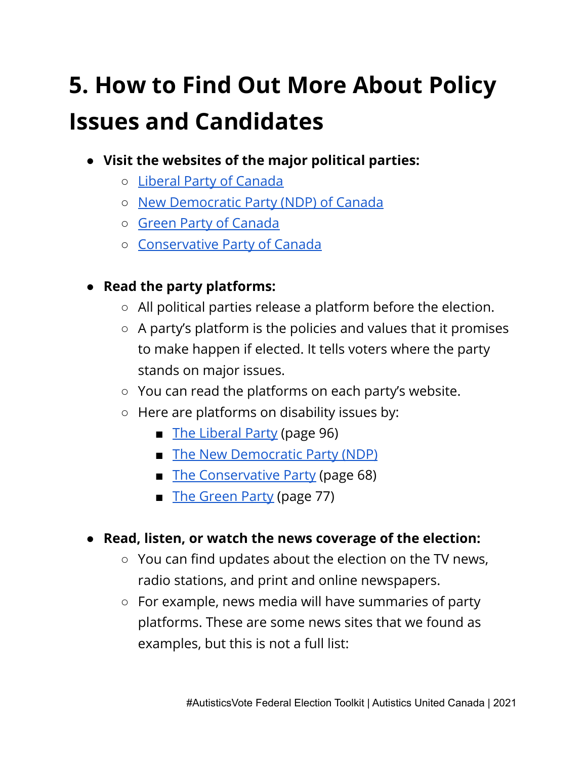# 5. How to Find Out More About Policy Issues and Candidates

- **Visit the websites of the major political parties:**
  - Liberal Party of Canada
  - New Democratic Party (NDP) of Canada
  - Green Party of Canada
  - Conservative Party of Canada

- **Read the party platforms:**
  - All political parties release a platform before the election.
  - A party's platform is the policies and values that it promises to make happen if elected. It tells voters where the party stands on major issues.
  - You can read the platforms on each party's website.
  - Here are platforms on disability issues by:
    - The Liberal Party (page 96)
    - The New Democratic Party (NDP)
    - The Conservative Party (page 68)
    - The Green Party (page 77)

- **Read, listen, or watch the news coverage of the election:**
  - You can find updates about the election on the TV news, radio stations, and print and online newspapers.
  - For example, news media will have summaries of party platforms. These are some news sites that we found as examples, but this is not a full list: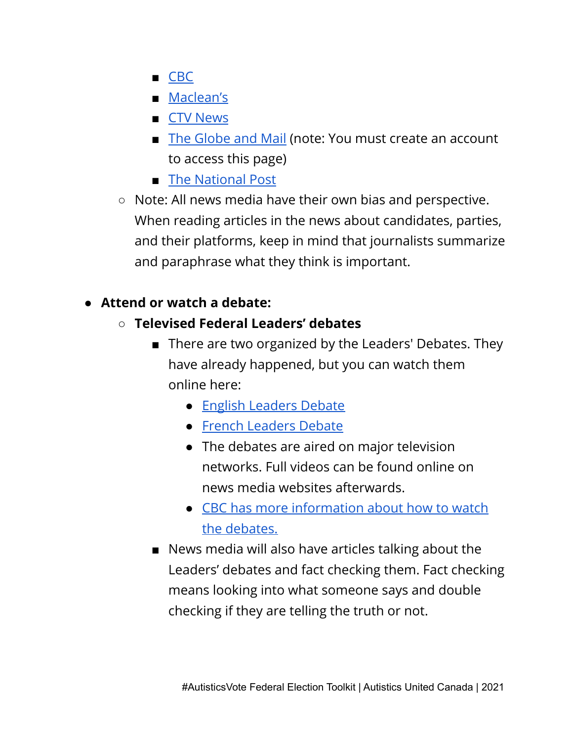- CBC
        - Maclean's
        - CTV News
        - The Globe and Mail (note: You must create an account to access this page)
        - The National Post
    - Note: All news media have their own bias and perspective. When reading articles in the news about candidates, parties, and their platforms, keep in mind that journalists summarize and paraphrase what they think is important.

- **Attend or watch a debate:**
    - **Televised Federal Leaders' debates**
        - There are two organized by the Leaders' Debates. They have already happened, but you can watch them online here:
            - English Leaders Debate
            - French Leaders Debate
            - The debates are aired on major television networks. Full videos can be found online on news media websites afterwards.
            - CBC has more information about how to watch the debates.
        - News media will also have articles talking about the Leaders' debates and fact checking them. Fact checking means looking into what someone says and double checking if they are telling the truth or not.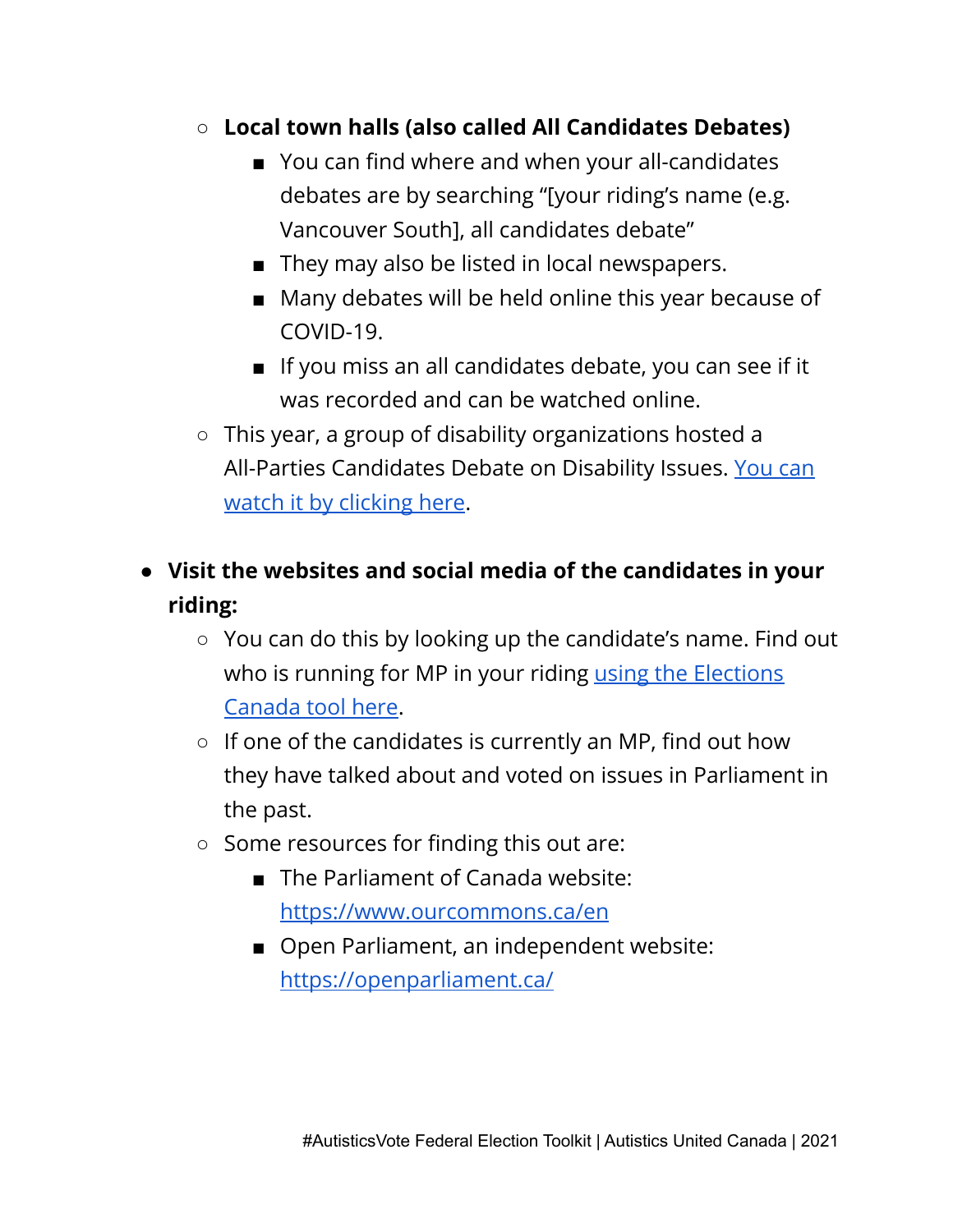- **Local town halls (also called All Candidates Debates)**
        - You can find where and when your all-candidates debates are by searching "[your riding's name (e.g. Vancouver South], all candidates debate"
        - They may also be listed in local newspapers.
        - Many debates will be held online this year because of COVID-19.
        - If you miss an all candidates debate, you can see if it was recorded and can be watched online.
    - This year, a group of disability organizations hosted a All-Parties Candidates Debate on Disability Issues. [You can watch it by clicking here]().

- **Visit the websites and social media of the candidates in your riding:**
    - You can do this by looking up the candidate's name. Find out who is running for MP in your riding [using the Elections Canada tool here]().
    - If one of the candidates is currently an MP, find out how they have talked about and voted on issues in Parliament in the past.
    - Some resources for finding this out are:
        - The Parliament of Canada website: [https://www.ourcommons.ca/en](https://www.ourcommons.ca/en)
        - Open Parliament, an independent website: [https://openparliament.ca/](https://openparliament.ca/)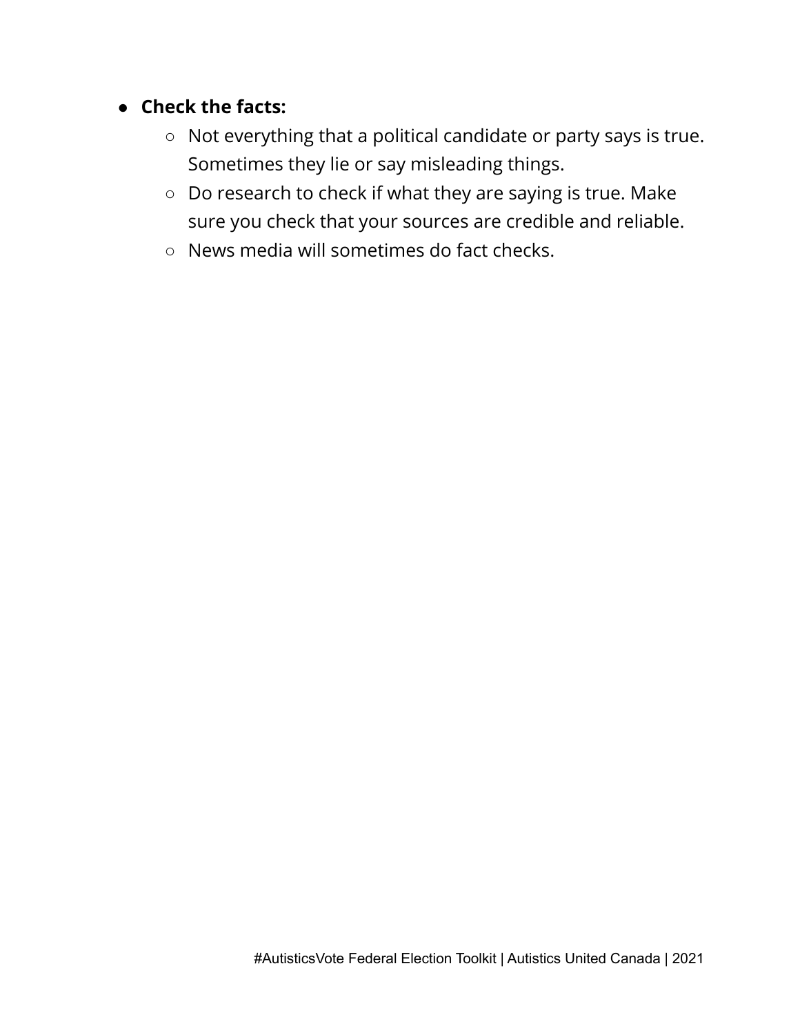- **Check the facts:**
  - Not everything that a political candidate or party says is true. Sometimes they lie or say misleading things.
  - Do research to check if what they are saying is true. Make sure you check that your sources are credible and reliable.
  - News media will sometimes do fact checks.